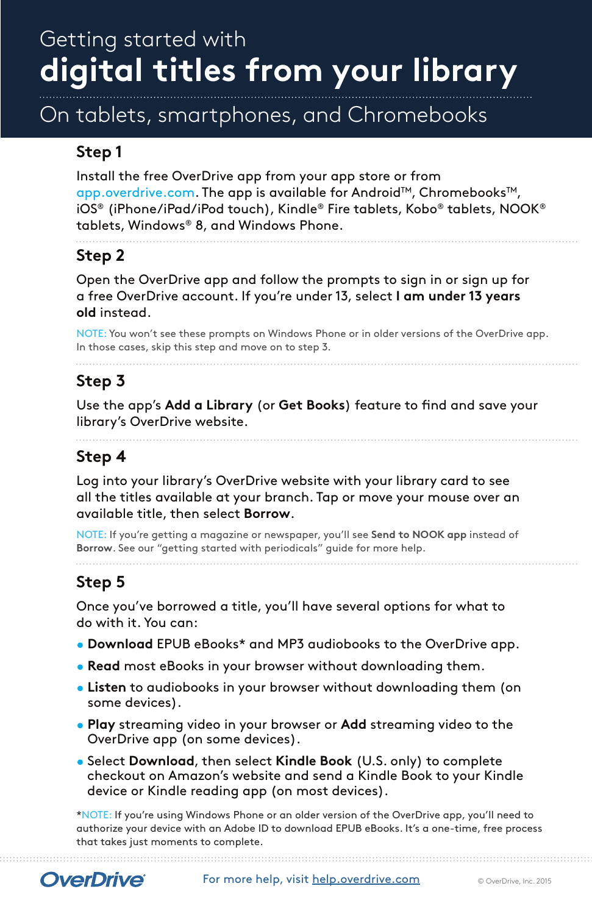# Getting started with **digital titles from your library**

## On tablets, smartphones, and Chromebooks

### Step 1

Install the free OverDrive app from your app store or from app.overdrive.com. The app is available for Android™, Chromebooks™, iOS® (iPhone/iPad/iPod touch), Kindle® Fire tablets, Kobo® tablets, NOOK® tablets, Windows® 8, and Windows Phone.

### Step 2

Open the OverDrive app and follow the prompts to sign in or sign up for a free OverDrive account. If you're under 13, select **I am under 13 years old** instead.

NOTE: You won't see these prompts on Windows Phone or in older versions of the OverDrive app. In those cases, skip this step and move on to step 3.

### Step 3

Use the app's **Add a Library** (or **Get Books**) feature to find and save your library's OverDrive website.

### Step 4

Log into your library's OverDrive website with your library card to see all the titles available at your branch. Tap or move your mouse over an available title, then select **Borrow**.

NOTE: If you're getting a magazine or newspaper, you'll see **Send to NOOK app** instead of **Borrow**. See our "getting started with periodicals" guide for more help.

### Step 5

Once you've borrowed a title, you'll have several options for what to do with it. You can:

- **Download** EPUB eBooks* and MP3 audiobooks to the OverDrive app.
- **Read** most eBooks in your browser without downloading them.
- **Listen** to audiobooks in your browser without downloading them (on some devices).
- **Play** streaming video in your browser or **Add** streaming video to the OverDrive app (on some devices).
- Select **Download**, then select **Kindle Book** (U.S. only) to complete checkout on Amazon's website and send a Kindle Book to your Kindle device or Kindle reading app (on most devices).

*NOTE: If you're using Windows Phone or an older version of the OverDrive app, you'll need to authorize your device with an Adobe ID to download EPUB eBooks. It's a one-time, free process that takes just moments to complete.

OverDrive

For more help, visit help.overdrive.com

© OverDrive, Inc. 2015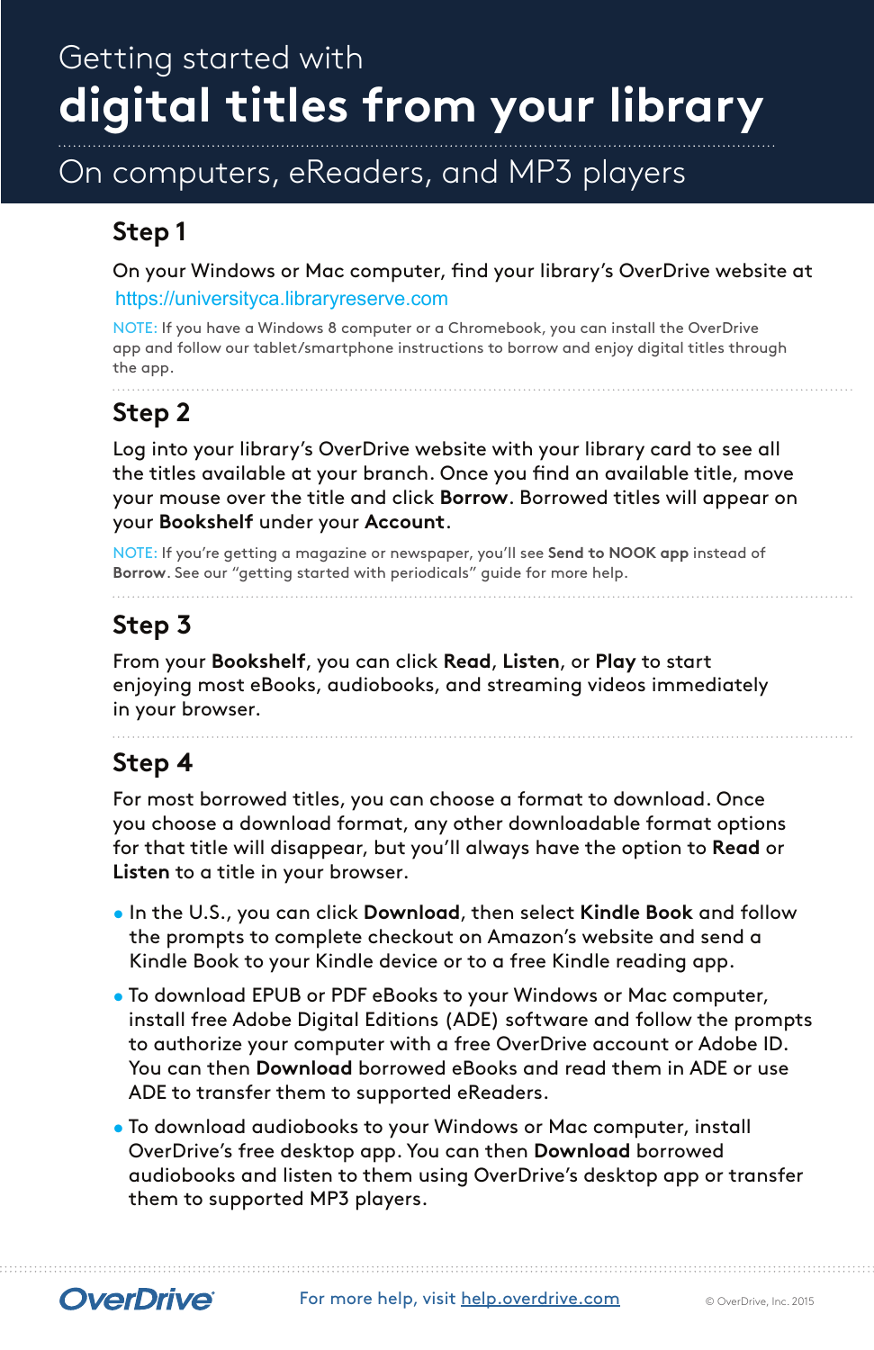Getting started with

# digital titles from your library

## On computers, eReaders, and MP3 players

### Step 1

On your Windows or Mac computer, find your library's OverDrive website at https://universityca.libraryreserve.com

NOTE: If you have a Windows 8 computer or a Chromebook, you can install the OverDrive app and follow our tablet/smartphone instructions to borrow and enjoy digital titles through the app.

### Step 2

Log into your library's OverDrive website with your library card to see all the titles available at your branch. Once you find an available title, move your mouse over the title and click **Borrow**. Borrowed titles will appear on your **Bookshelf** under your **Account**.

NOTE: If you're getting a magazine or newspaper, you'll see **Send to NOOK app** instead of **Borrow**. See our "getting started with periodicals" guide for more help.

### Step 3

From your **Bookshelf**, you can click **Read**, **Listen**, or **Play** to start enjoying most eBooks, audiobooks, and streaming videos immediately in your browser.

### Step 4

For most borrowed titles, you can choose a format to download. Once you choose a download format, any other downloadable format options for that title will disappear, but you'll always have the option to **Read** or **Listen** to a title in your browser.

- In the U.S., you can click **Download**, then select **Kindle Book** and follow the prompts to complete checkout on Amazon's website and send a Kindle Book to your Kindle device or to a free Kindle reading app.
- To download EPUB or PDF eBooks to your Windows or Mac computer, install free Adobe Digital Editions (ADE) software and follow the prompts to authorize your computer with a free OverDrive account or Adobe ID. You can then **Download** borrowed eBooks and read them in ADE or use ADE to transfer them to supported eReaders.
- To download audiobooks to your Windows or Mac computer, install OverDrive's free desktop app. You can then **Download** borrowed audiobooks and listen to them using OverDrive's desktop app or transfer them to supported MP3 players.

OverDrive

For more help, visit help.overdrive.com

© OverDrive, Inc. 2015